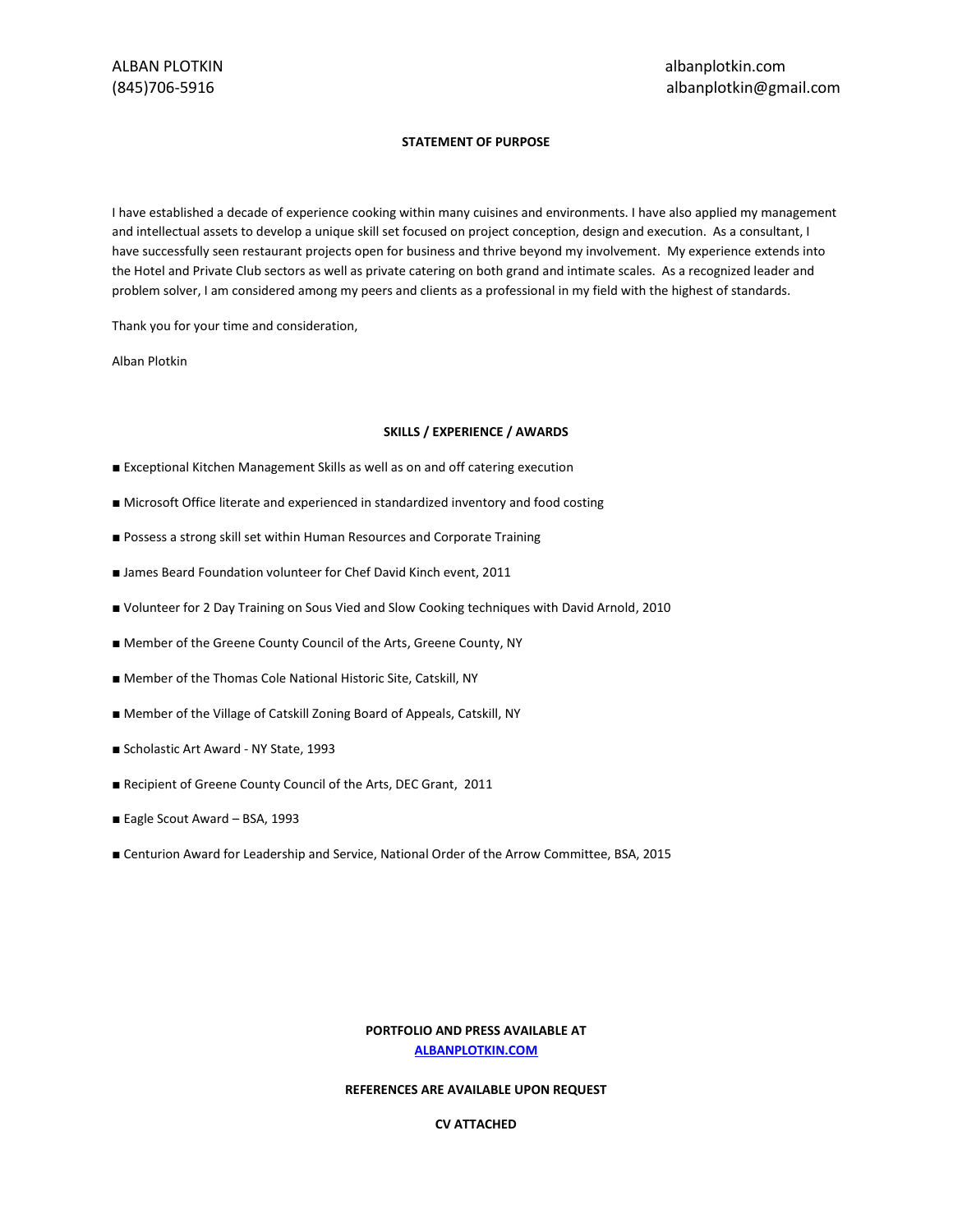ALBAN PLOTKIN
(845)706-5916

albanplotkin.com
albanplotkin@gmail.com

## STATEMENT OF PURPOSE

I have established a decade of experience cooking within many cuisines and environments. I have also applied my management and intellectual assets to develop a unique skill set focused on project conception, design and execution. As a consultant, I have successfully seen restaurant projects open for business and thrive beyond my involvement. My experience extends into the Hotel and Private Club sectors as well as private catering on both grand and intimate scales. As a recognized leader and problem solver, I am considered among my peers and clients as a professional in my field with the highest of standards.

Thank you for your time and consideration,

Alban Plotkin

## SKILLS / EXPERIENCE / AWARDS

■ Exceptional Kitchen Management Skills as well as on and off catering execution

■ Microsoft Office literate and experienced in standardized inventory and food costing

■ Possess a strong skill set within Human Resources and Corporate Training

■ James Beard Foundation volunteer for Chef David Kinch event, 2011

■ Volunteer for 2 Day Training on Sous Vied and Slow Cooking techniques with David Arnold, 2010

■ Member of the Greene County Council of the Arts, Greene County, NY

■ Member of the Thomas Cole National Historic Site, Catskill, NY

■ Member of the Village of Catskill Zoning Board of Appeals, Catskill, NY

■ Scholastic Art Award - NY State, 1993

■ Recipient of Greene County Council of the Arts, DEC Grant, 2011

■ Eagle Scout Award – BSA, 1993

■ Centurion Award for Leadership and Service, National Order of the Arrow Committee, BSA, 2015

**PORTFOLIO AND PRESS AVAILABLE AT**
**[ALBANPLOTKIN.COM](http://albanplotkin.com)**

**REFERENCES ARE AVAILABLE UPON REQUEST**

**CV ATTACHED**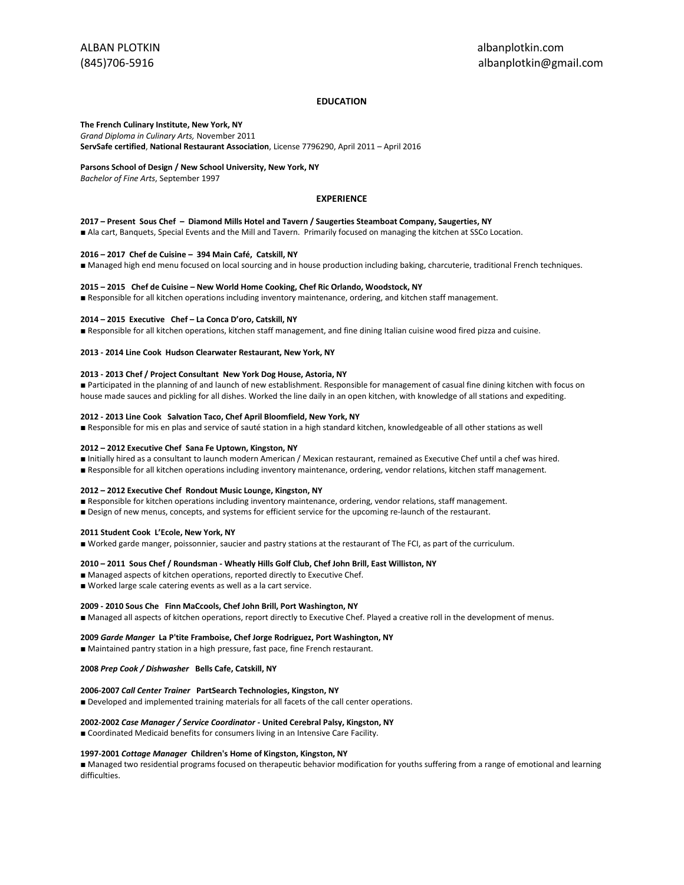ALBAN PLOTKIN
(845)706-5916

albanplotkin.com
albanplotkin@gmail.com

## EDUCATION

**The French Culinary Institute, New York, NY**
*Grand Diploma in Culinary Arts,* November 2011
**ServSafe certified**, **National Restaurant Association**, License 7796290, April 2011 – April 2016

**Parsons School of Design / New School University, New York, NY**
*Bachelor of Fine Arts*, September 1997

## EXPERIENCE

**2017 – Present Sous Chef – Diamond Mills Hotel and Tavern / Saugerties Steamboat Company, Saugerties, NY**
■ Ala cart, Banquets, Special Events and the Mill and Tavern. Primarily focused on managing the kitchen at SSCo Location.

**2016 – 2017 Chef de Cuisine – 394 Main Café, Catskill, NY**
■ Managed high end menu focused on local sourcing and in house production including baking, charcuterie, traditional French techniques.

**2015 – 2015 Chef de Cuisine – New World Home Cooking, Chef Ric Orlando, Woodstock, NY**
■ Responsible for all kitchen operations including inventory maintenance, ordering, and kitchen staff management.

**2014 – 2015 Executive Chef – La Conca D'oro, Catskill, NY**
■ Responsible for all kitchen operations, kitchen staff management, and fine dining Italian cuisine wood fired pizza and cuisine.

**2013 - 2014 Line Cook Hudson Clearwater Restaurant, New York, NY**

**2013 - 2013 Chef / Project Consultant New York Dog House, Astoria, NY**
■ Participated in the planning of and launch of new establishment. Responsible for management of casual fine dining kitchen with focus on house made sauces and pickling for all dishes. Worked the line daily in an open kitchen, with knowledge of all stations and expediting.

**2012 - 2013 Line Cook Salvation Taco, Chef April Bloomfield, New York, NY**
■ Responsible for mis en plas and service of sauté station in a high standard kitchen, knowledgeable of all other stations as well

**2012 – 2012 Executive Chef Sana Fe Uptown, Kingston, NY**
■ Initially hired as a consultant to launch modern American / Mexican restaurant, remained as Executive Chef until a chef was hired.
■ Responsible for all kitchen operations including inventory maintenance, ordering, vendor relations, kitchen staff management.

**2012 – 2012 Executive Chef Rondout Music Lounge, Kingston, NY**
■ Responsible for kitchen operations including inventory maintenance, ordering, vendor relations, staff management.
■ Design of new menus, concepts, and systems for efficient service for the upcoming re-launch of the restaurant.

**2011 Student Cook L'Ecole, New York, NY**
■ Worked garde manger, poissonnier, saucier and pastry stations at the restaurant of The FCI, as part of the curriculum.

**2010 – 2011 Sous Chef / Roundsman - Wheatly Hills Golf Club, Chef John Brill, East Williston, NY**
■ Managed aspects of kitchen operations, reported directly to Executive Chef.
■ Worked large scale catering events as well as a la cart service.

**2009 - 2010 Sous Che Finn MacCools, Chef John Brill, Port Washington, NY**
■ Managed all aspects of kitchen operations, report directly to Executive Chef. Played a creative roll in the development of menus.

**2009 *Garde Manger* La P'tite Framboise, Chef Jorge Rodriguez, Port Washington, NY**
■ Maintained pantry station in a high pressure, fast pace, fine French restaurant.

**2008 *Prep Cook / Dishwasher* Bells Cafe, Catskill, NY**

**2006-2007 *Call Center Trainer* PartSearch Technologies, Kingston, NY**
■ Developed and implemented training materials for all facets of the call center operations.

**2002-2002 *Case Manager / Service Coordinator* - United Cerebral Palsy, Kingston, NY**
■ Coordinated Medicaid benefits for consumers living in an Intensive Care Facility.

**1997-2001 *Cottage Manager* Children's Home of Kingston, Kingston, NY**
■ Managed two residential programs focused on therapeutic behavior modification for youths suffering from a range of emotional and learning difficulties.